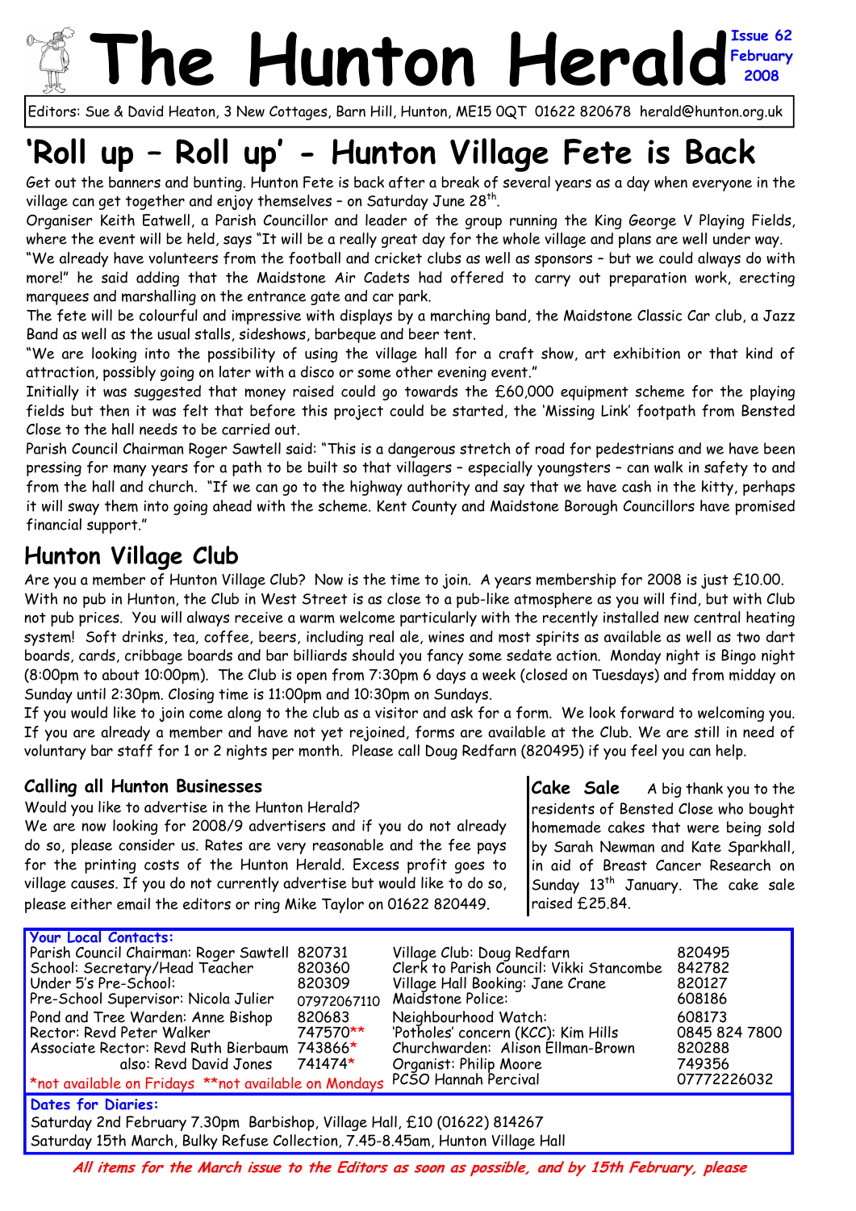# The Hunton Herald

Issue 62
February 2008

Editors: Sue & David Heaton, 3 New Cottages, Barn Hill, Hunton, ME15 0QT 01622 820678 herald@hunton.org.uk

# 'Roll up – Roll up' - Hunton Village Fete is Back

Get out the banners and bunting. Hunton Fete is back after a break of several years as a day when everyone in the village can get together and enjoy themselves – on Saturday June 28th.

Organiser Keith Eatwell, a Parish Councillor and leader of the group running the King George V Playing Fields, where the event will be held, says "It will be a really great day for the whole village and plans are well under way.

"We already have volunteers from the football and cricket clubs as well as sponsors – but we could always do with more!" he said adding that the Maidstone Air Cadets had offered to carry out preparation work, erecting marquees and marshalling on the entrance gate and car park.

The fete will be colourful and impressive with displays by a marching band, the Maidstone Classic Car club, a Jazz Band as well as the usual stalls, sideshows, barbeque and beer tent.

"We are looking into the possibility of using the village hall for a craft show, art exhibition or that kind of attraction, possibly going on later with a disco or some other evening event."

Initially it was suggested that money raised could go towards the £60,000 equipment scheme for the playing fields but then it was felt that before this project could be started, the 'Missing Link' footpath from Bensted Close to the hall needs to be carried out.

Parish Council Chairman Roger Sawtell said: "This is a dangerous stretch of road for pedestrians and we have been pressing for many years for a path to be built so that villagers – especially youngsters – can walk in safety to and from the hall and church. "If we can go to the highway authority and say that we have cash in the kitty, perhaps it will sway them into going ahead with the scheme. Kent County and Maidstone Borough Councillors have promised financial support."

## Hunton Village Club

Are you a member of Hunton Village Club? Now is the time to join. A years membership for 2008 is just £10.00. With no pub in Hunton, the Club in West Street is as close to a pub-like atmosphere as you will find, but with Club not pub prices. You will always receive a warm welcome particularly with the recently installed new central heating system! Soft drinks, tea, coffee, beers, including real ale, wines and most spirits as available as well as two dart boards, cards, cribbage boards and bar billiards should you fancy some sedate action. Monday night is Bingo night (8:00pm to about 10:00pm). The Club is open from 7:30pm 6 days a week (closed on Tuesdays) and from midday on Sunday until 2:30pm. Closing time is 11:00pm and 10:30pm on Sundays.

If you would like to join come along to the club as a visitor and ask for a form. We look forward to welcoming you. If you are already a member and have not yet rejoined, forms are available at the Club. We are still in need of voluntary bar staff for 1 or 2 nights per month. Please call Doug Redfarn (820495) if you feel you can help.

### Calling all Hunton Businesses

Would you like to advertise in the Hunton Herald?

We are now looking for 2008/9 advertisers and if you do not already do so, please consider us. Rates are very reasonable and the fee pays for the printing costs of the Hunton Herald. Excess profit goes to village causes. If you do not currently advertise but would like to do so, please either email the editors or ring Mike Taylor on 01622 820449.

**Cake Sale** A big thank you to the residents of Bensted Close who bought homemade cakes that were being sold by Sarah Newman and Kate Sparkhall, in aid of Breast Cancer Research on Sunday 13th January. The cake sale raised £25.84.

**Your Local Contacts:**

| | | | |
|---|---|---|---|
| Parish Council Chairman: Roger Sawtell | 820731 | Village Club: Doug Redfarn | 820495 |
| School: Secretary/Head Teacher | 820360 | Clerk to Parish Council: Vikki Stancombe | 842782 |
| Under 5's Pre-School: | 820309 | Village Hall Booking: Jane Crane | 820127 |
| Pre-School Supervisor: Nicola Julier | 07972067110 | Maidstone Police: | 608186 |
| Pond and Tree Warden: Anne Bishop | 820683 | Neighbourhood Watch: | 608173 |
| Rector: Revd Peter Walker | 747570** | 'Potholes' concern (KCC): Kim Hills | 0845 824 7800 |
| Associate Rector: Revd Ruth Bierbaum | 743866* | Churchwarden: Alison Ellman-Brown | 820288 |
| also: Revd David Jones | 741474* | Organist: Philip Moore | 749356 |
| *not available on Fridays **not available on Mondays | | PCSO Hannah Percival | 07772226032 |

**Dates for Diaries:**

Saturday 2nd February 7.30pm Barbishop, Village Hall, £10 (01622) 814267

Saturday 15th March, Bulky Refuse Collection, 7.45-8.45am, Hunton Village Hall

***All items for the March issue to the Editors as soon as possible, and by 15th February, please***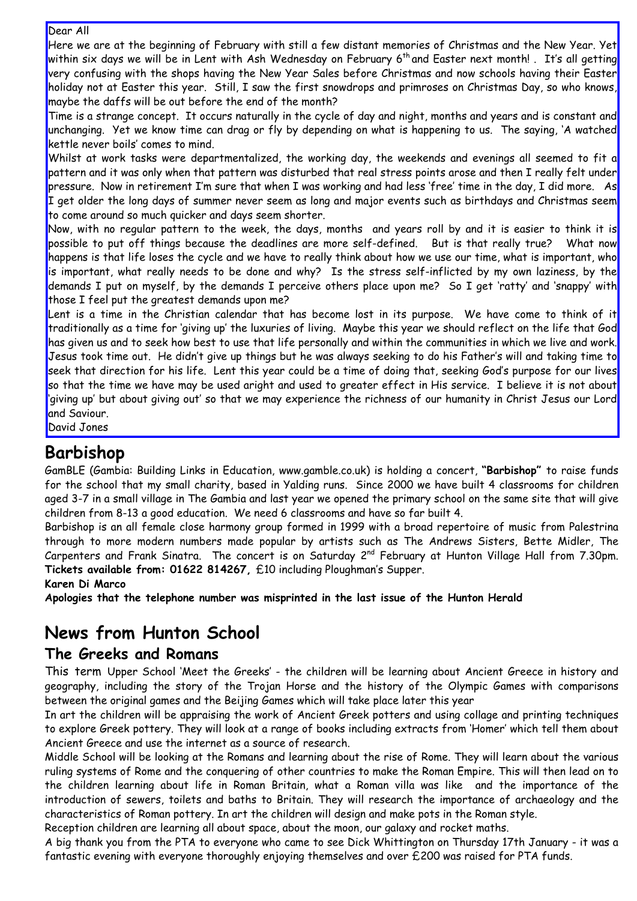Dear All

Here we are at the beginning of February with still a few distant memories of Christmas and the New Year. Yet within six days we will be in Lent with Ash Wednesday on February 6th and Easter next month! . It's all getting very confusing with the shops having the New Year Sales before Christmas and now schools having their Easter holiday not at Easter this year. Still, I saw the first snowdrops and primroses on Christmas Day, so who knows, maybe the daffs will be out before the end of the month?

Time is a strange concept. It occurs naturally in the cycle of day and night, months and years and is constant and unchanging. Yet we know time can drag or fly by depending on what is happening to us. The saying, 'A watched kettle never boils' comes to mind.

Whilst at work tasks were departmentalized, the working day, the weekends and evenings all seemed to fit a pattern and it was only when that pattern was disturbed that real stress points arose and then I really felt under pressure. Now in retirement I'm sure that when I was working and had less 'free' time in the day, I did more. As I get older the long days of summer never seem as long and major events such as birthdays and Christmas seem to come around so much quicker and days seem shorter.

Now, with no regular pattern to the week, the days, months and years roll by and it is easier to think it is possible to put off things because the deadlines are more self-defined. But is that really true? What now happens is that life loses the cycle and we have to really think about how we use our time, what is important, who is important, what really needs to be done and why? Is the stress self-inflicted by my own laziness, by the demands I put on myself, by the demands I perceive others place upon me? So I get 'ratty' and 'snappy' with those I feel put the greatest demands upon me?

Lent is a time in the Christian calendar that has become lost in its purpose. We have come to think of it traditionally as a time for 'giving up' the luxuries of living. Maybe this year we should reflect on the life that God has given us and to seek how best to use that life personally and within the communities in which we live and work. Jesus took time out. He didn't give up things but he was always seeking to do his Father's will and taking time to seek that direction for his life. Lent this year could be a time of doing that, seeking God's purpose for our lives so that the time we have may be used aright and used to greater effect in His service. I believe it is not about 'giving up' but about giving out' so that we may experience the richness of our humanity in Christ Jesus our Lord and Saviour.

David Jones

## Barbishop

GamBLE (Gambia: Building Links in Education, www.gamble.co.uk) is holding a concert, **"Barbishop"** to raise funds for the school that my small charity, based in Yalding runs. Since 2000 we have built 4 classrooms for children aged 3-7 in a small village in The Gambia and last year we opened the primary school on the same site that will give children from 8-13 a good education. We need 6 classrooms and have so far built 4.

Barbishop is an all female close harmony group formed in 1999 with a broad repertoire of music from Palestrina through to more modern numbers made popular by artists such as The Andrews Sisters, Bette Midler, The Carpenters and Frank Sinatra. The concert is on Saturday 2nd February at Hunton Village Hall from 7.30pm. **Tickets available from: 01622 814267,** £10 including Ploughman's Supper.

**Karen Di Marco**

**Apologies that the telephone number was misprinted in the last issue of the Hunton Herald**

# News from Hunton School

## The Greeks and Romans

This term Upper School 'Meet the Greeks' - the children will be learning about Ancient Greece in history and geography, including the story of the Trojan Horse and the history of the Olympic Games with comparisons between the original games and the Beijing Games which will take place later this year

In art the children will be appraising the work of Ancient Greek potters and using collage and printing techniques to explore Greek pottery. They will look at a range of books including extracts from 'Homer' which tell them about Ancient Greece and use the internet as a source of research.

Middle School will be looking at the Romans and learning about the rise of Rome. They will learn about the various ruling systems of Rome and the conquering of other countries to make the Roman Empire. This will then lead on to the children learning about life in Roman Britain, what a Roman villa was like and the importance of the introduction of sewers, toilets and baths to Britain. They will research the importance of archaeology and the characteristics of Roman pottery. In art the children will design and make pots in the Roman style.

Reception children are learning all about space, about the moon, our galaxy and rocket maths.

A big thank you from the PTA to everyone who came to see Dick Whittington on Thursday 17th January - it was a fantastic evening with everyone thoroughly enjoying themselves and over £200 was raised for PTA funds.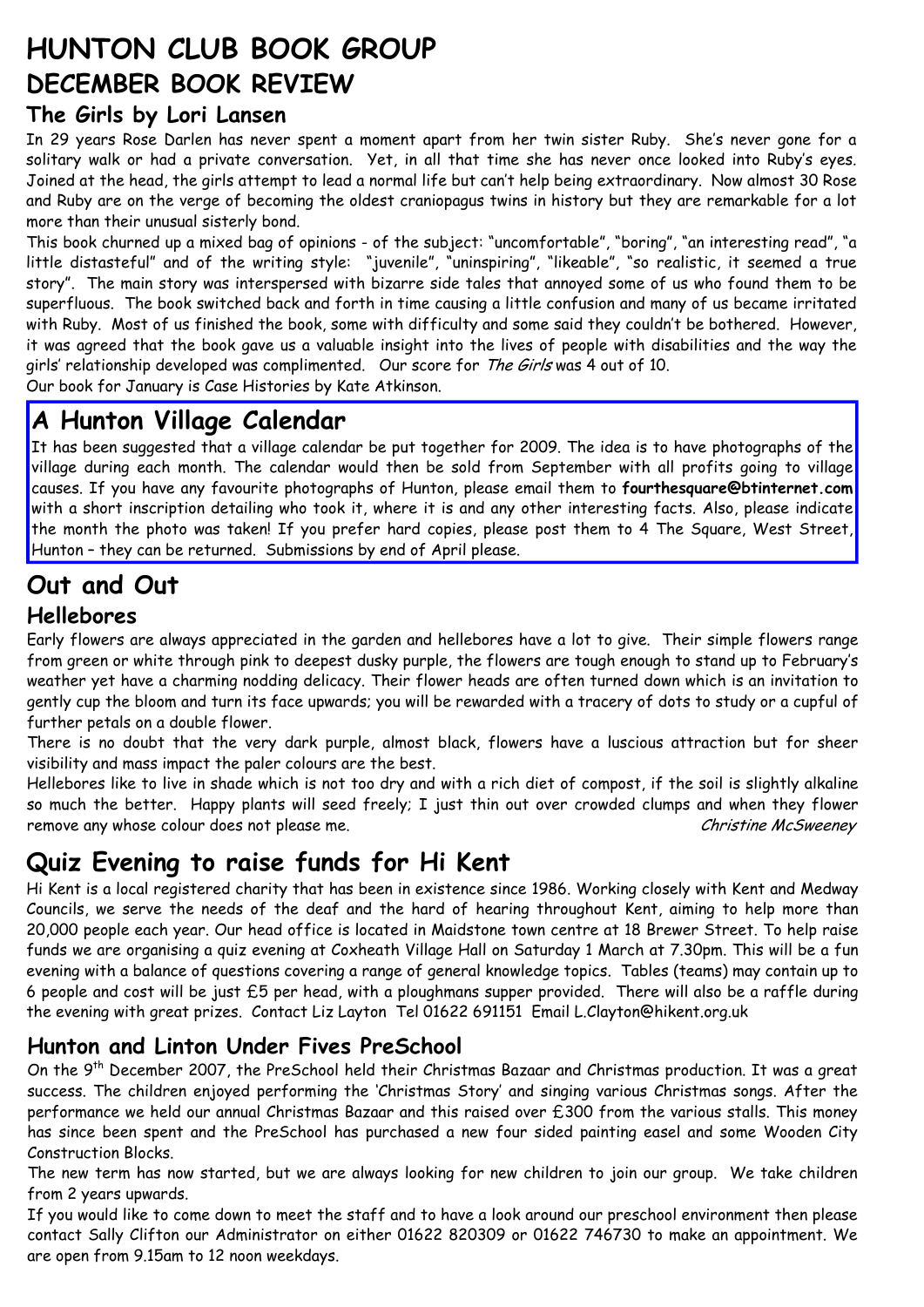# HUNTON CLUB BOOK GROUP

## DECEMBER BOOK REVIEW

### The Girls by Lori Lansen

In 29 years Rose Darlen has never spent a moment apart from her twin sister Ruby. She's never gone for a solitary walk or had a private conversation. Yet, in all that time she has never once looked into Ruby's eyes. Joined at the head, the girls attempt to lead a normal life but can't help being extraordinary. Now almost 30 Rose and Ruby are on the verge of becoming the oldest craniopagus twins in history but they are remarkable for a lot more than their unusual sisterly bond.

This book churned up a mixed bag of opinions - of the subject: "uncomfortable", "boring", "an interesting read", "a little distasteful" and of the writing style: "juvenile", "uninspiring", "likeable", "so realistic, it seemed a true story". The main story was interspersed with bizarre side tales that annoyed some of us who found them to be superfluous. The book switched back and forth in time causing a little confusion and many of us became irritated with Ruby. Most of us finished the book, some with difficulty and some said they couldn't be bothered. However, it was agreed that the book gave us a valuable insight into the lives of people with disabilities and the way the girls' relationship developed was complimented. Our score for *The Girls* was 4 out of 10.

Our book for January is Case Histories by Kate Atkinson.

## A Hunton Village Calendar

It has been suggested that a village calendar be put together for 2009. The idea is to have photographs of the village during each month. The calendar would then be sold from September with all profits going to village causes. If you have any favourite photographs of Hunton, please email them to **fourthesquare@btinternet.com** with a short inscription detailing who took it, where it is and any other interesting facts. Also, please indicate the month the photo was taken! If you prefer hard copies, please post them to 4 The Square, West Street, Hunton – they can be returned. Submissions by end of April please.

## Out and Out

### Hellebores

Early flowers are always appreciated in the garden and hellebores have a lot to give. Their simple flowers range from green or white through pink to deepest dusky purple, the flowers are tough enough to stand up to February's weather yet have a charming nodding delicacy. Their flower heads are often turned down which is an invitation to gently cup the bloom and turn its face upwards; you will be rewarded with a tracery of dots to study or a cupful of further petals on a double flower.

There is no doubt that the very dark purple, almost black, flowers have a luscious attraction but for sheer visibility and mass impact the paler colours are the best.

Hellebores like to live in shade which is not too dry and with a rich diet of compost, if the soil is slightly alkaline so much the better. Happy plants will seed freely; I just thin out over crowded clumps and when they flower remove any whose colour does not please me.

*Christine McSweeney*

## Quiz Evening to raise funds for Hi Kent

Hi Kent is a local registered charity that has been in existence since 1986. Working closely with Kent and Medway Councils, we serve the needs of the deaf and the hard of hearing throughout Kent, aiming to help more than 20,000 people each year. Our head office is located in Maidstone town centre at 18 Brewer Street. To help raise funds we are organising a quiz evening at Coxheath Village Hall on Saturday 1 March at 7.30pm. This will be a fun evening with a balance of questions covering a range of general knowledge topics. Tables (teams) may contain up to 6 people and cost will be just £5 per head, with a ploughmans supper provided. There will also be a raffle during the evening with great prizes. Contact Liz Layton Tel 01622 691151 Email L.Clayton@hikent.org.uk

### Hunton and Linton Under Fives PreSchool

On the 9th December 2007, the PreSchool held their Christmas Bazaar and Christmas production. It was a great success. The children enjoyed performing the 'Christmas Story' and singing various Christmas songs. After the performance we held our annual Christmas Bazaar and this raised over £300 from the various stalls. This money has since been spent and the PreSchool has purchased a new four sided painting easel and some Wooden City Construction Blocks.

The new term has now started, but we are always looking for new children to join our group. We take children from 2 years upwards.

If you would like to come down to meet the staff and to have a look around our preschool environment then please contact Sally Clifton our Administrator on either 01622 820309 or 01622 746730 to make an appointment. We are open from 9.15am to 12 noon weekdays.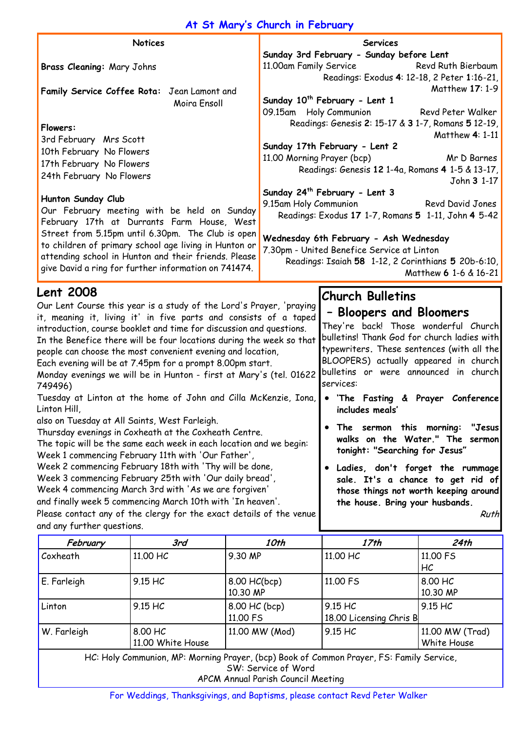# At St Mary's Church in February

## Notices

**Brass Cleaning:** Mary Johns

**Family Service Coffee Rota:** Jean Lamont and Moira Ensoll

**Flowers:**
3rd February Mrs Scott
10th February No Flowers
17th February No Flowers
24th February No Flowers

**Hunton Sunday Club**
Our February meeting with be held on Sunday February 17th at Durrants Farm House, West Street from 5.15pm until 6.30pm. The Club is open to children of primary school age living in Hunton or attending school in Hunton and their friends. Please give David a ring for further information on 741474.

## Services

**Sunday 3rd February - Sunday before Lent**
11.00am Family Service Revd Ruth Bierbaum
Readings: Exodus **4**: 12-18, 2 Peter **1**:16-21, Matthew **17**: 1-9

**Sunday 10th February - Lent 1**
09.15am Holy Communion Revd Peter Walker
Readings: Genesis **2**: 15-17 & **3** 1-7, Romans **5** 12-19, Matthew **4**: 1-11

**Sunday 17th February - Lent 2**
11.00 Morning Prayer (bcp) Mr D Barnes
Readings: Genesis **12** 1-4a, Romans **4** 1-5 & 13-17, John **3** 1-17

**Sunday 24th February - Lent 3**
9.15am Holy Communion Revd David Jones
Readings: Exodus **17** 1-7, Romans **5** 1-11, John **4** 5-42

**Wednesday 6th February - Ash Wednesday**
7.30pm - United Benefice Service at Linton
Readings: Isaiah **58** 1-12, 2 Corinthians **5** 20b-6:10, Matthew **6** 1-6 & 16-21

## Lent 2008

Our Lent Course this year is a study of the Lord's Prayer, 'praying it, meaning it, living it' in five parts and consists of a taped introduction, course booklet and time for discussion and questions.
In the Benefice there will be four locations during the week so that people can choose the most convenient evening and location,
Each evening will be at 7.45pm for a prompt 8.00pm start.
Monday evenings we will be in Hunton - first at Mary's (tel. 01622 749496)
Tuesday at Linton at the home of John and Cilla McKenzie, Iona, Linton Hill,
also on Tuesday at All Saints, West Farleigh.
Thursday evenings in Coxheath at the Coxheath Centre.
The topic will be the same each week in each location and we begin:
Week 1 commencing February 11th with 'Our Father',
Week 2 commencing February 18th with 'Thy will be done,
Week 3 commencing February 25th with 'Our daily bread',
Week 4 commencing March 3rd with 'As we are forgiven'
and finally week 5 commencing March 10th with 'In heaven'.
Please contact any of the clergy for the exact details of the venue and any further questions.

## Church Bulletins – Bloopers and Bloomers

They're back! Those wonderful Church bulletins! Thank God for church ladies with typewriters. These sentences (with all the BLOOPERS) actually appeared in church bulletins or were announced in church services:

- **'The Fasting & Prayer Conference includes meals'**
- **The sermon this morning: "Jesus walks on the Water." The sermon tonight: "Searching for Jesus"**
- **Ladies, don't forget the rummage sale. It's a chance to get rid of those things not worth keeping around the house. Bring your husbands.**

*Ruth*

| *February* | *3rd* | *10th* | *17th* | *24th* |
|---|---|---|---|---|
| Coxheath | 11.00 HC | 9.30 MP | 11.00 HC | 11.00 FS<br>HC |
| E. Farleigh | 9.15 HC | 8.00 HC(bcp)<br>10.30 MP | 11.00 FS | 8.00 HC<br>10.30 MP |
| Linton | 9.15 HC | 8.00 HC (bcp)<br>11.00 FS | 9.15 HC<br>18.00 Licensing Chris B | 9.15 HC |
| W. Farleigh | 8.00 HC<br>11.00 White House | 11.00 MW (Mod) | 9.15 HC | 11.00 MW (Trad)<br>White House |

HC: Holy Communion, MP: Morning Prayer, (bcp) Book of Common Prayer, FS: Family Service, SW: Service of Word
APCM Annual Parish Council Meeting

For Weddings, Thanksgivings, and Baptisms, please contact Revd Peter Walker